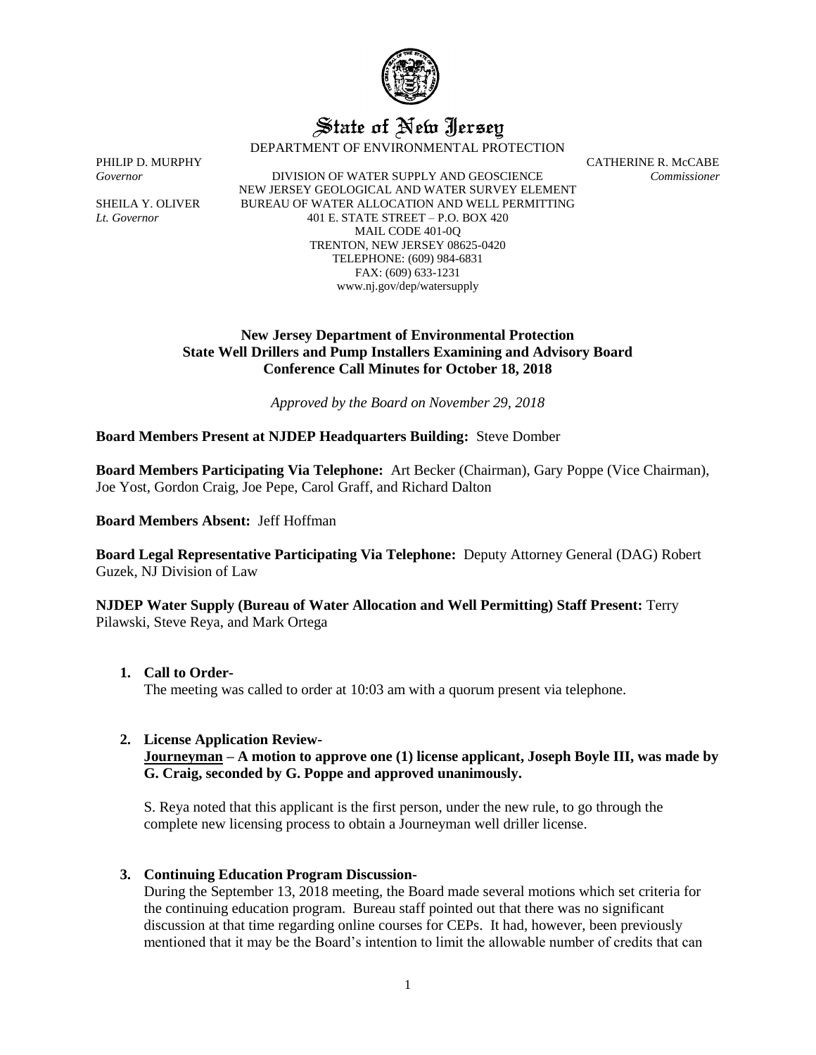# State of New Jersey

DEPARTMENT OF ENVIRONMENTAL PROTECTION

PHILIP D. MURPHY
*Governor*

SHEILA Y. OLIVER
*Lt. Governor*

DIVISION OF WATER SUPPLY AND GEOSCIENCE
NEW JERSEY GEOLOGICAL AND WATER SURVEY ELEMENT
BUREAU OF WATER ALLOCATION AND WELL PERMITTING
401 E. STATE STREET – P.O. BOX 420
MAIL CODE 401-0Q
TRENTON, NEW JERSEY 08625-0420
TELEPHONE: (609) 984-6831
FAX: (609) 633-1231
www.nj.gov/dep/watersupply

CATHERINE R. McCABE
*Commissioner*

**New Jersey Department of Environmental Protection**
**State Well Drillers and Pump Installers Examining and Advisory Board**
**Conference Call Minutes for October 18, 2018**

*Approved by the Board on November 29, 2018*

**Board Members Present at NJDEP Headquarters Building:** Steve Domber

**Board Members Participating Via Telephone:** Art Becker (Chairman), Gary Poppe (Vice Chairman), Joe Yost, Gordon Craig, Joe Pepe, Carol Graff, and Richard Dalton

**Board Members Absent:** Jeff Hoffman

**Board Legal Representative Participating Via Telephone:** Deputy Attorney General (DAG) Robert Guzek, NJ Division of Law

**NJDEP Water Supply (Bureau of Water Allocation and Well Permitting) Staff Present:** Terry Pilawski, Steve Reya, and Mark Ortega

1. **Call to Order-**

   The meeting was called to order at 10:03 am with a quorum present via telephone.

2. **License Application Review-**

   **Journeyman – A motion to approve one (1) license applicant, Joseph Boyle III, was made by G. Craig, seconded by G. Poppe and approved unanimously.**

   S. Reya noted that this applicant is the first person, under the new rule, to go through the complete new licensing process to obtain a Journeyman well driller license.

3. **Continuing Education Program Discussion-**

   During the September 13, 2018 meeting, the Board made several motions which set criteria for the continuing education program. Bureau staff pointed out that there was no significant discussion at that time regarding online courses for CEPs. It had, however, been previously mentioned that it may be the Board's intention to limit the allowable number of credits that can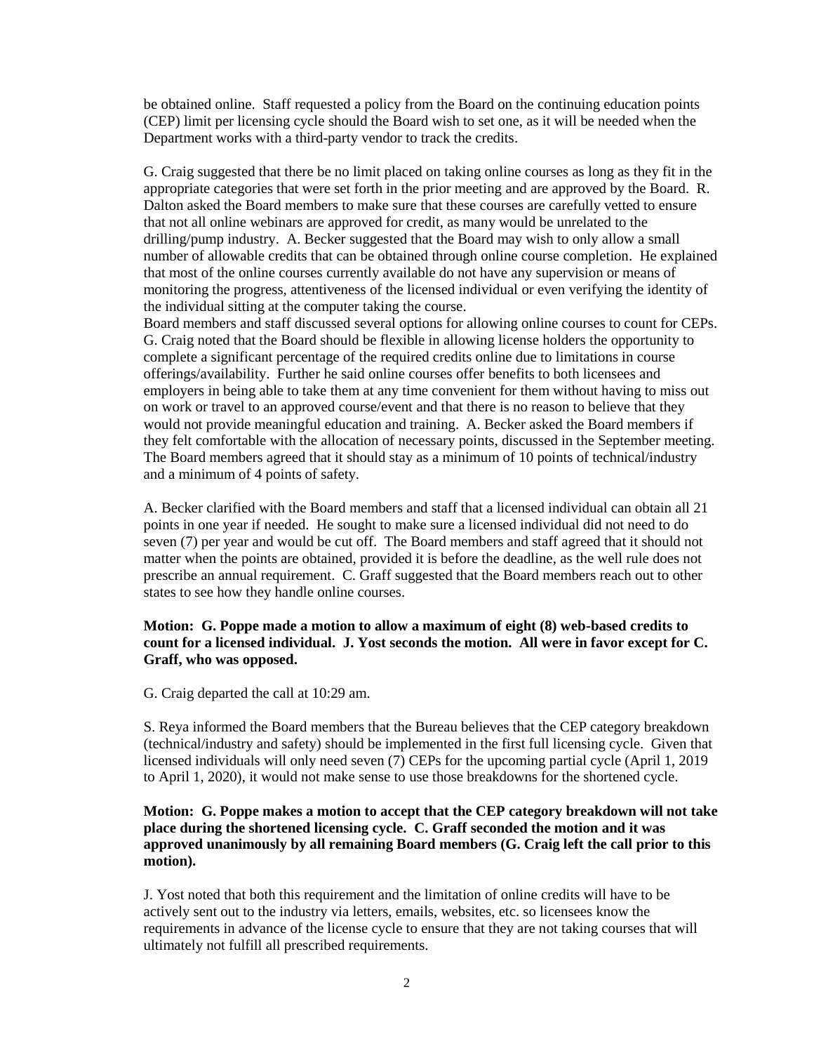be obtained online. Staff requested a policy from the Board on the continuing education points (CEP) limit per licensing cycle should the Board wish to set one, as it will be needed when the Department works with a third-party vendor to track the credits.

G. Craig suggested that there be no limit placed on taking online courses as long as they fit in the appropriate categories that were set forth in the prior meeting and are approved by the Board. R. Dalton asked the Board members to make sure that these courses are carefully vetted to ensure that not all online webinars are approved for credit, as many would be unrelated to the drilling/pump industry. A. Becker suggested that the Board may wish to only allow a small number of allowable credits that can be obtained through online course completion. He explained that most of the online courses currently available do not have any supervision or means of monitoring the progress, attentiveness of the licensed individual or even verifying the identity of the individual sitting at the computer taking the course.
Board members and staff discussed several options for allowing online courses to count for CEPs. G. Craig noted that the Board should be flexible in allowing license holders the opportunity to complete a significant percentage of the required credits online due to limitations in course offerings/availability. Further he said online courses offer benefits to both licensees and employers in being able to take them at any time convenient for them without having to miss out on work or travel to an approved course/event and that there is no reason to believe that they would not provide meaningful education and training. A. Becker asked the Board members if they felt comfortable with the allocation of necessary points, discussed in the September meeting. The Board members agreed that it should stay as a minimum of 10 points of technical/industry and a minimum of 4 points of safety.

A. Becker clarified with the Board members and staff that a licensed individual can obtain all 21 points in one year if needed. He sought to make sure a licensed individual did not need to do seven (7) per year and would be cut off. The Board members and staff agreed that it should not matter when the points are obtained, provided it is before the deadline, as the well rule does not prescribe an annual requirement. C. Graff suggested that the Board members reach out to other states to see how they handle online courses.

**Motion: G. Poppe made a motion to allow a maximum of eight (8) web-based credits to count for a licensed individual. J. Yost seconds the motion. All were in favor except for C. Graff, who was opposed.**

G. Craig departed the call at 10:29 am.

S. Reya informed the Board members that the Bureau believes that the CEP category breakdown (technical/industry and safety) should be implemented in the first full licensing cycle. Given that licensed individuals will only need seven (7) CEPs for the upcoming partial cycle (April 1, 2019 to April 1, 2020), it would not make sense to use those breakdowns for the shortened cycle.

**Motion: G. Poppe makes a motion to accept that the CEP category breakdown will not take place during the shortened licensing cycle. C. Graff seconded the motion and it was approved unanimously by all remaining Board members (G. Craig left the call prior to this motion).**

J. Yost noted that both this requirement and the limitation of online credits will have to be actively sent out to the industry via letters, emails, websites, etc. so licensees know the requirements in advance of the license cycle to ensure that they are not taking courses that will ultimately not fulfill all prescribed requirements.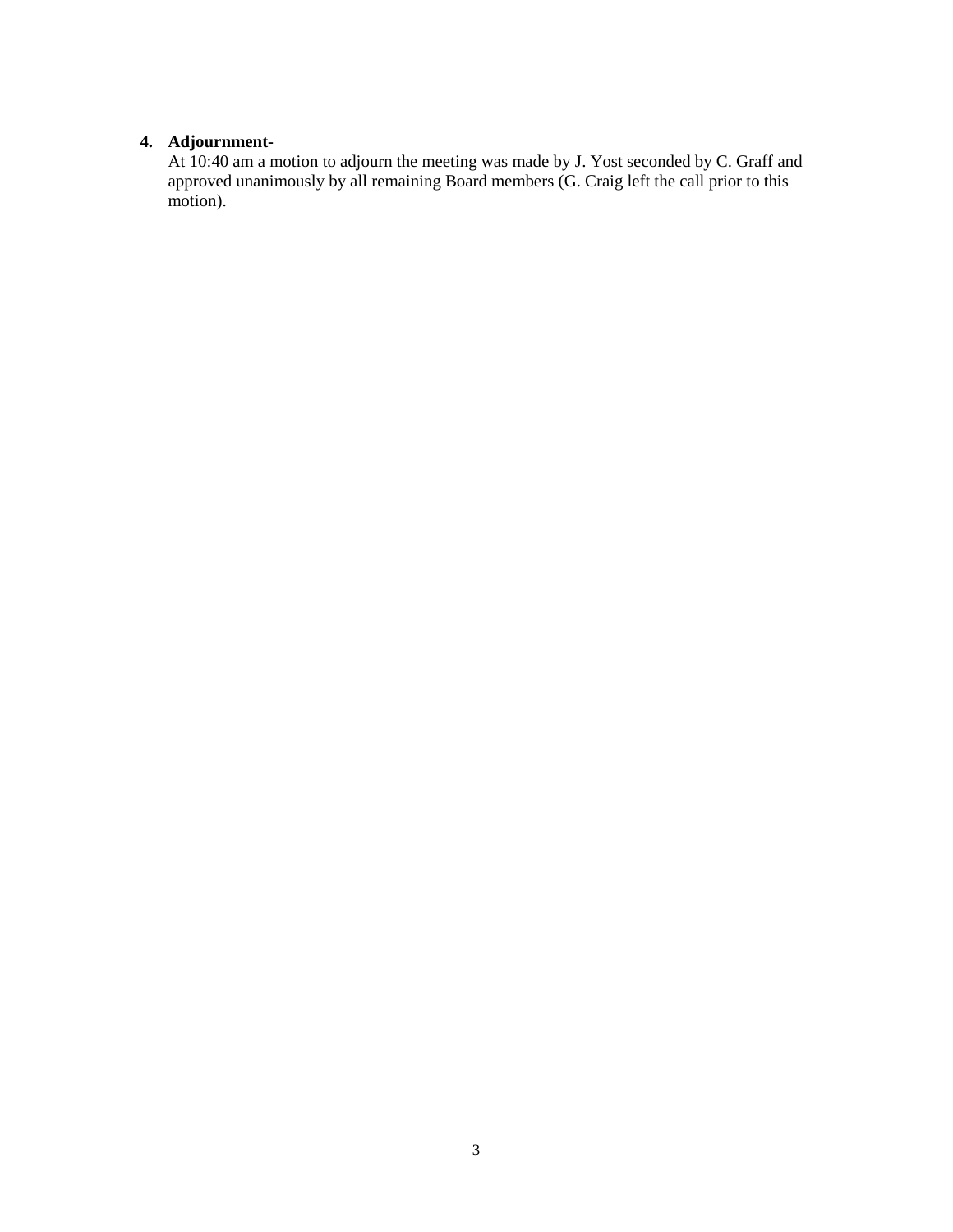4. **Adjournment-**
   At 10:40 am a motion to adjourn the meeting was made by J. Yost seconded by C. Graff and approved unanimously by all remaining Board members (G. Craig left the call prior to this motion).